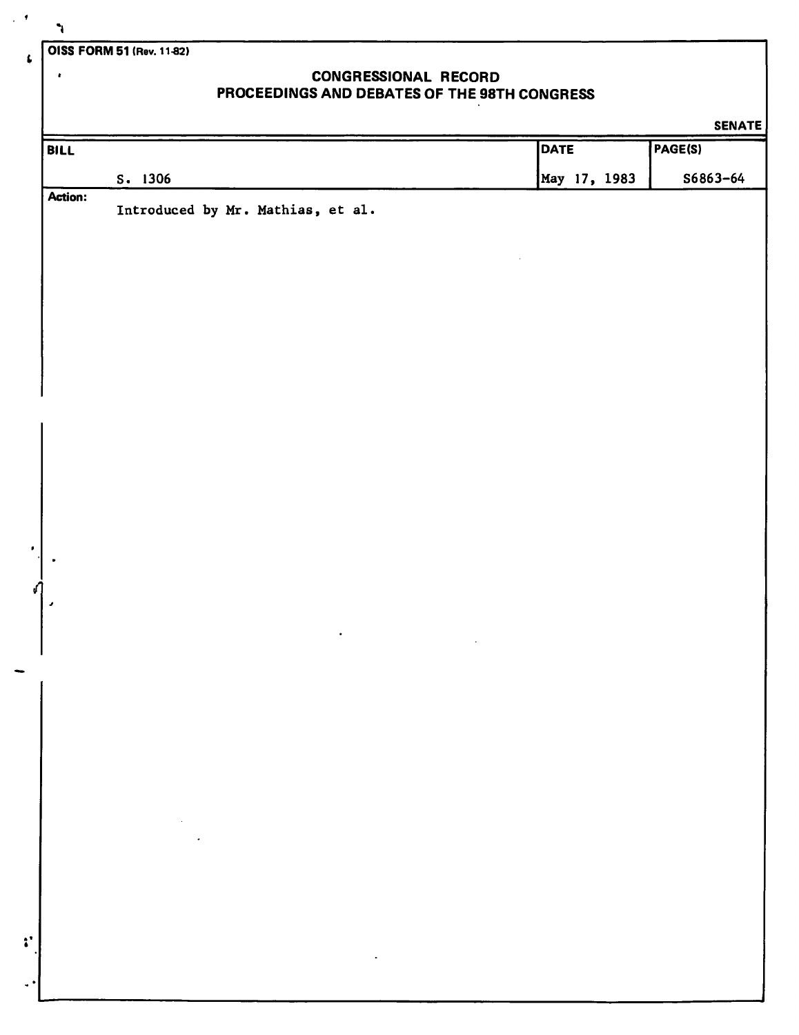OISS FORM 51 (Rev. 11-82)

# CONGRESSIONAL RECORD
## PROCEEDINGS AND DEBATES OF THE 98TH CONGRESS

SENATE

| BILL | DATE | PAGE(S) |
| --- | --- | --- |
| S. 1306 | May 17, 1983 | S6863-64 |

**Action:**
Introduced by Mr. Mathias, et al.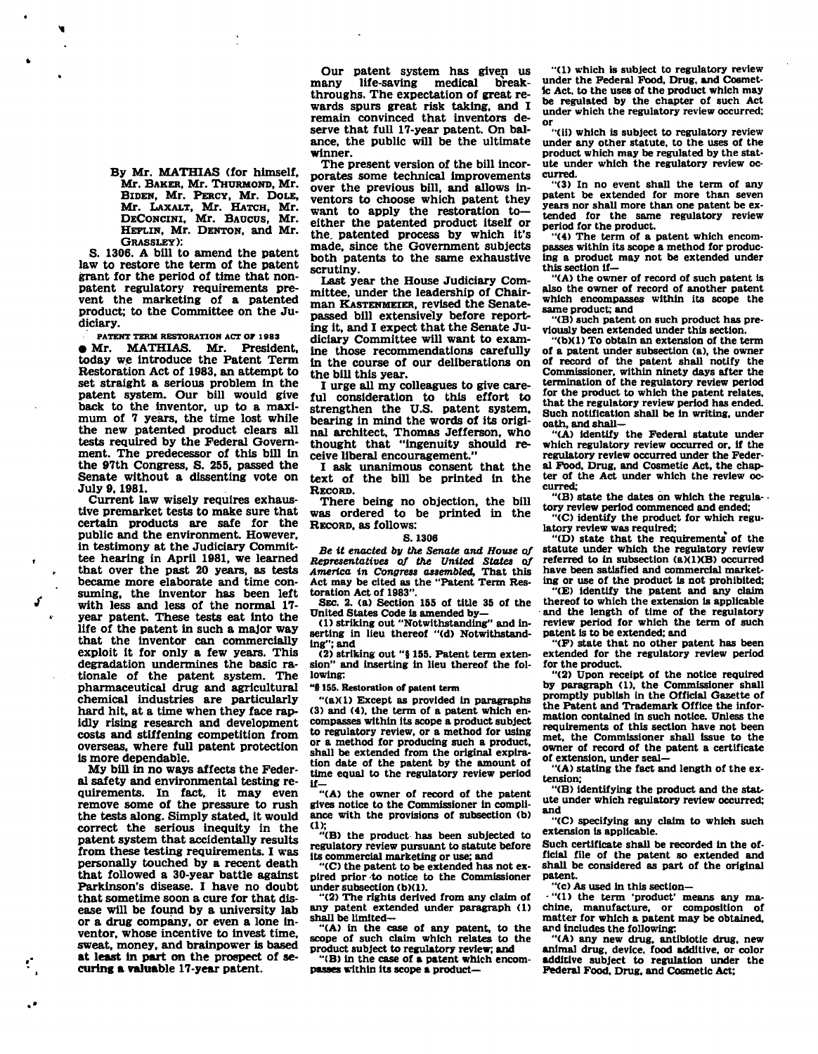By Mr. MATHIAS (for himself, Mr. BAKER, Mr. THURMOND, Mr. BIDEN, Mr. PERCY, Mr. DOLE, Mr. LAXALT, Mr. HATCH, Mr. DECONCINI, Mr. BAUCUS, Mr. HEFLIN, Mr. DENTON, and Mr. GRASSLEY):

S. 1306. A bill to amend the patent law to restore the term of the patent grant for the period of time that nonpatent regulatory requirements prevent the marketing of a patented product; to the Committee on the Judiciary.

PATENT TERM RESTORATION ACT OF 1983

● Mr. MATHIAS. Mr. President, today we introduce the Patent Term Restoration Act of 1983, an attempt to set straight a serious problem in the patent system. Our bill would give back to the inventor, up to a maximum of 7 years, the time lost while the new patented product clears all tests required by the Federal Government. The predecessor of this bill in the 97th Congress, S. 255, passed the Senate without a dissenting vote on July 9, 1981.

Current law wisely requires exhaustive premarket tests to make sure that certain products are safe for the public and the environment. However, in testimony at the Judiciary Committee hearing in April 1981, we learned that over the past 20 years, as tests became more elaborate and time consuming, the inventor has been left with less and less of the normal 17-year patent. These tests eat into the life of the patent in such a major way that the inventor can commercially exploit it for only a few years. This degradation undermines the basic rationale of the patent system. The pharmaceutical drug and agricultural chemical industries are particularly hard hit, at a time when they face rapidly rising research and development costs and stiffening competition from overseas, where full patent protection is more dependable.

My bill in no ways affects the Federal safety and environmental testing requirements. In fact, it may even remove some of the pressure to rush the tests along. Simply stated, it would correct the serious inequity in the patent system that accidentally results from these testing requirements. I was personally touched by a recent death that followed a 30-year battle against Parkinson's disease. I have no doubt that sometime soon a cure for that disease will be found by a university lab or a drug company, or even a lone inventor, whose incentive to invest time, sweat, money, and brainpower is based at least in part on the prospect of securing a valuable 17-year patent.

Our patent system has given us many life-saving medical breakthroughs. The expectation of great rewards spurs great risk taking, and I remain convinced that inventors deserve that full 17-year patent. On balance, the public will be the ultimate winner.

The present version of the bill incorporates some technical improvements over the previous bill, and allows inventors to choose which patent they want to apply the restoration to—either the patented product itself or the patented process by which it's made, since the Government subjects both patents to the same exhaustive scrutiny.

Last year the House Judiciary Committee, under the leadership of Chairman KASTENMEIER, revised the Senate-passed bill extensively before reporting it, and I expect that the Senate Judiciary Committee will want to examine those recommendations carefully in the course of our deliberations on the bill this year.

I urge all my colleagues to give careful consideration to this effort to strengthen the U.S. patent system, bearing in mind the words of its original architect, Thomas Jefferson, who thought that "ingenuity should receive liberal encouragement."

I ask unanimous consent that the text of the bill be printed in the RECORD.

There being no objection, the bill was ordered to be printed in the RECORD, as follows:

S. 1306

*Be it enacted by the Senate and House of Representatives of the United States of America in Congress assembled,* That this Act may be cited as the "Patent Term Restoration Act of 1983".

SEC. 2. (a) Section 155 of title 35 of the United States Code is amended by—

(1) striking out "Notwithstanding" and inserting in lieu thereof "(d) Notwithstanding"; and

(2) striking out "§ 155. Patent term extension" and inserting in lieu thereof the following:

"§ 155. Restoration of patent term

"(a)(1) Except as provided in paragraphs (3) and (4), the term of a patent which encompasses within its scope a product subject to regulatory review, or a method for using or a method for producing such a product, shall be extended from the original expiration date of the patent by the amount of time equal to the regulatory review period if—

"(A) the owner of record of the patent gives notice to the Commissioner in compliance with the provisions of subsection (b)(1);

"(B) the product has been subjected to regulatory review pursuant to statute before its commercial marketing or use; and

"(C) the patent to be extended has not expired prior to notice to the Commissioner under subsection (b)(1).

"(2) The rights derived from any claim of any patent extended under paragraph (1) shall be limited—

"(A) in the case of any patent, to the scope of such claim which relates to the product subject to regulatory review; and

"(B) in the case of a patent which encompasses within its scope a product—

"(i) which is subject to regulatory review under the Federal Food, Drug, and Cosmetic Act, to the uses of the product which may be regulated by the chapter of such Act under which the regulatory review occurred; or

"(ii) which is subject to regulatory review under any other statute, to the uses of the product which may be regulated by the statute under which the regulatory review occurred.

"(3) In no event shall the term of any patent be extended for more than seven years nor shall more than one patent be extended for the same regulatory review period for the product.

"(4) The term of a patent which encompasses within its scope a method for producing a product may not be extended under this section if—

"(A) the owner of record of such patent is also the owner of record of another patent which encompasses within its scope the same product; and

"(B) such patent on such product has previously been extended under this section.

"(b)(1) To obtain an extension of the term of a patent under subsection (a), the owner of record of the patent shall notify the Commissioner, within ninety days after the termination of the regulatory review period for the product to which the patent relates, that the regulatory review period has ended. Such notification shall be in writing, under oath, and shall—

"(A) identify the Federal statute under which regulatory review occurred or, if the regulatory review occurred under the Federal Food, Drug, and Cosmetic Act, the chapter of the Act under which the review occurred;

"(B) state the dates on which the regulatory review period commenced and ended;

"(C) identify the product for which regulatory review was required;

"(D) state that the requirements of the statute under which the regulatory review referred to in subsection (a)(1)(B) occurred have been satisfied and commercial marketing or use of the product is not prohibited;

"(E) identify the patent and any claim thereof to which the extension is applicable and the length of time of the regulatory review period for which the term of such patent is to be extended; and

"(F) state that no other patent has been extended for the regulatory review period for the product.

"(2) Upon receipt of the notice required by paragraph (1), the Commissioner shall promptly publish in the Official Gazette of the Patent and Trademark Office the information contained in such notice. Unless the requirements of this section have not been met, the Commissioner shall issue to the owner of record of the patent a certificate of extension, under seal—

"(A) stating the fact and length of the extension;

"(B) identifying the product and the statute under which regulatory review occurred; and

"(C) specifying any claim to which such extension is applicable.

Such certificate shall be recorded in the official file of the patent so extended and shall be considered as part of the original patent.

"(c) As used in this section—

"(1) the term 'product' means any machine, manufacture, or composition of matter for which a patent may be obtained, and includes the following:

"(A) any new drug, antibiotic drug, new animal drug, device, food additive, or color additive subject to regulation under the Federal Food, Drug, and Cosmetic Act;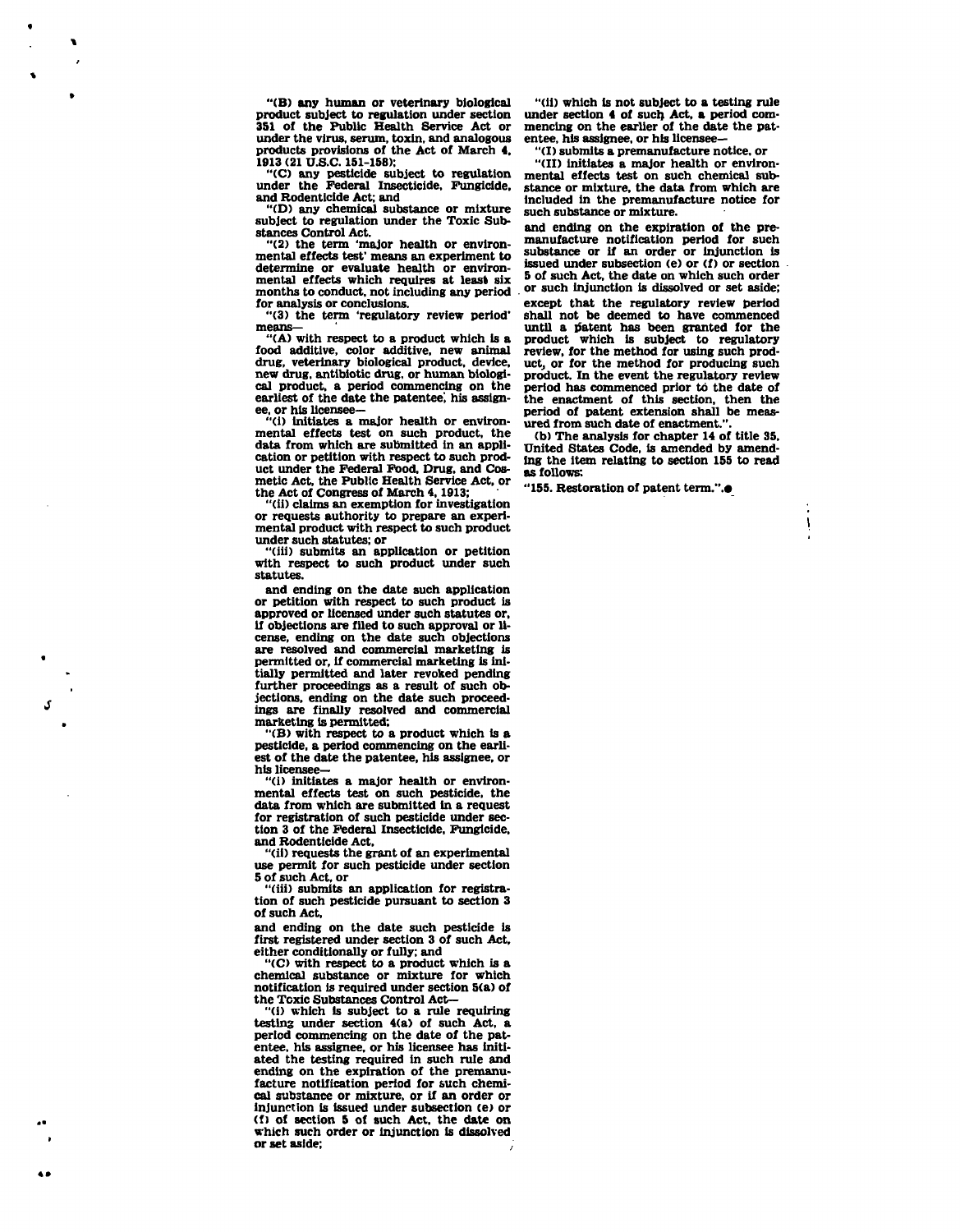"(B) any human or veterinary biological product subject to regulation under section 351 of the Public Health Service Act or under the virus, serum, toxin, and analogous products provisions of the Act of March 4, 1913 (21 U.S.C. 151-158);

"(C) any pesticide subject to regulation under the Federal Insecticide, Fungicide, and Rodenticide Act; and

"(D) any chemical substance or mixture subject to regulation under the Toxic Substances Control Act.

"(2) the term 'major health or environmental effects test' means an experiment to determine or evaluate health or environmental effects which requires at least six months to conduct, not including any period for analysis or conclusions.

"(3) the term 'regulatory review period' means—

"(A) with respect to a product which is a food additive, color additive, new animal drug, veterinary biological product, device, new drug, antibiotic drug, or human biological product, a period commencing on the earliest of the date the patentee, his assignee, or his licensee—

"(i) initiates a major health or environmental effects test on such product, the data from which are submitted in an application or petition with respect to such product under the Federal Food, Drug, and Cosmetic Act, the Public Health Service Act, or the Act of Congress of March 4, 1913;

"(ii) claims an exemption for investigation or requests authority to prepare an experimental product with respect to such product under such statutes; or

"(iii) submits an application or petition with respect to such product under such statutes.

and ending on the date such application or petition with respect to such product is approved or licensed under such statutes or, if objections are filed to such approval or license, ending on the date such objections are resolved and commercial marketing is permitted or, if commercial marketing is initially permitted and later revoked pending further proceedings as a result of such objections, ending on the date such proceedings are finally resolved and commercial marketing is permitted;

"(B) with respect to a product which is a pesticide, a period commencing on the earliest of the date the patentee, his assignee, or his licensee—

"(i) initiates a major health or environmental effects test on such pesticide, the data from which are submitted in a request for registration of such pesticide under section 3 of the Federal Insecticide, Fungicide, and Rodenticide Act,

"(ii) requests the grant of an experimental use permit for such pesticide under section 5 of such Act, or

"(iii) submits an application for registration of such pesticide pursuant to section 3 of such Act,

and ending on the date such pesticide is first registered under section 3 of such Act, either conditionally or fully; and

"(C) with respect to a product which is a chemical substance or mixture for which notification is required under section 5(a) of the Toxic Substances Control Act—

"(i) which is subject to a rule requiring testing under section 4(a) of such Act, a period commencing on the date of the patentee, his assignee, or his licensee has initiated the testing required in such rule and ending on the expiration of the premanufacture notification period for such chemical substance or mixture, or if an order or injunction is issued under subsection (e) or (f) of section 5 of such Act, the date on which such order or injunction is dissolved or set aside;

"(ii) which is not subject to a testing rule under section 4 of such Act, a period commencing on the earlier of the date the patentee, his assignee, or his licensee—

"(I) submits a premanufacture notice, or

"(II) initiates a major health or environmental effects test on such chemical substance or mixture, the data from which are included in the premanufacture notice for such substance or mixture.

and ending on the expiration of the premanufacture notification period for such substance or if an order or injunction is issued under subsection (e) or (f) or section 5 of such Act, the date on which such order or such injunction is dissolved or set aside;

except that the regulatory review period shall not be deemed to have commenced until a patent has been granted for the product which is subject to regulatory review, for the method for using such product, or for the method for producing such product. In the event the regulatory review period has commenced prior to the date of the enactment of this section, then the period of patent extension shall be measured from such date of enactment.".

(b) The analysis for chapter 14 of title 35, United States Code, is amended by amending the item relating to section 155 to read as follows:

"155. Restoration of patent term.".